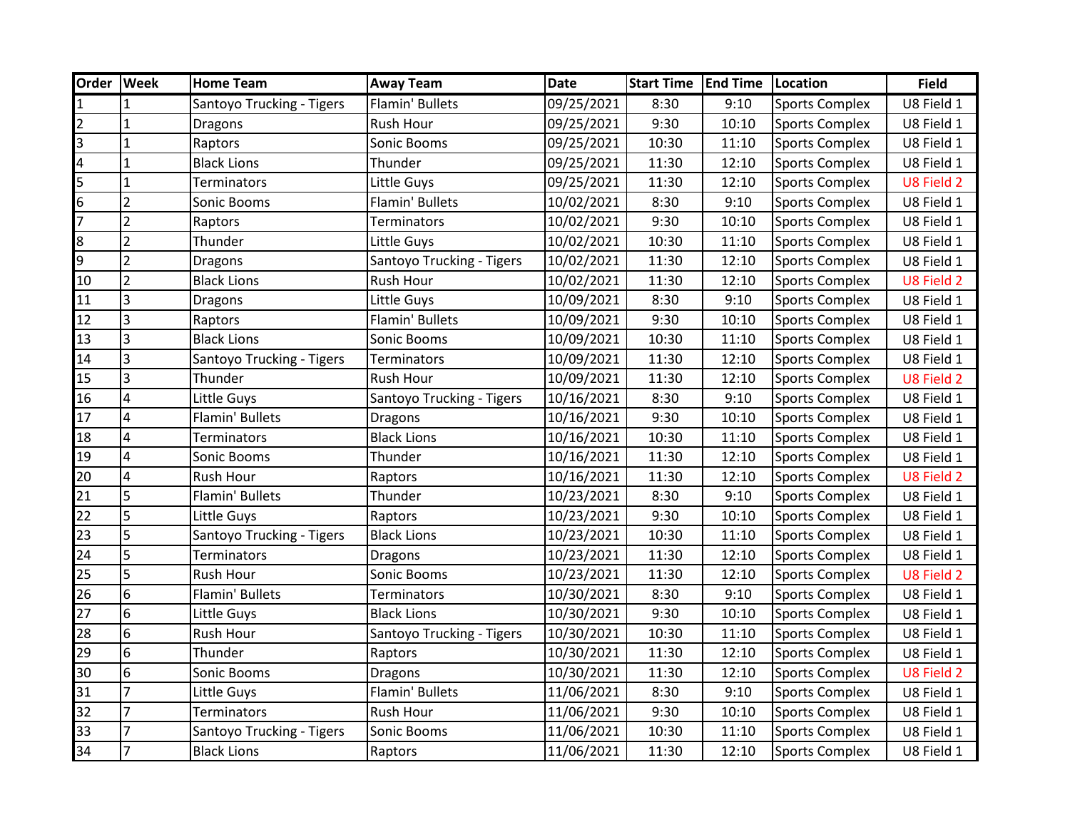| Order | Week | Home Team | Away Team | Date | Start Time | End Time | Location | Field |
|---|---|---|---|---|---|---|---|---|
| 1 | 1 | Santoyo Trucking - Tigers | Flamin' Bullets | 09/25/2021 | 8:30 | 9:10 | Sports Complex | U8 Field 1 |
| 2 | 1 | Dragons | Rush Hour | 09/25/2021 | 9:30 | 10:10 | Sports Complex | U8 Field 1 |
| 3 | 1 | Raptors | Sonic Booms | 09/25/2021 | 10:30 | 11:10 | Sports Complex | U8 Field 1 |
| 4 | 1 | Black Lions | Thunder | 09/25/2021 | 11:30 | 12:10 | Sports Complex | U8 Field 1 |
| 5 | 1 | Terminators | Little Guys | 09/25/2021 | 11:30 | 12:10 | Sports Complex | U8 Field 2 |
| 6 | 2 | Sonic Booms | Flamin' Bullets | 10/02/2021 | 8:30 | 9:10 | Sports Complex | U8 Field 1 |
| 7 | 2 | Raptors | Terminators | 10/02/2021 | 9:30 | 10:10 | Sports Complex | U8 Field 1 |
| 8 | 2 | Thunder | Little Guys | 10/02/2021 | 10:30 | 11:10 | Sports Complex | U8 Field 1 |
| 9 | 2 | Dragons | Santoyo Trucking - Tigers | 10/02/2021 | 11:30 | 12:10 | Sports Complex | U8 Field 1 |
| 10 | 2 | Black Lions | Rush Hour | 10/02/2021 | 11:30 | 12:10 | Sports Complex | U8 Field 2 |
| 11 | 3 | Dragons | Little Guys | 10/09/2021 | 8:30 | 9:10 | Sports Complex | U8 Field 1 |
| 12 | 3 | Raptors | Flamin' Bullets | 10/09/2021 | 9:30 | 10:10 | Sports Complex | U8 Field 1 |
| 13 | 3 | Black Lions | Sonic Booms | 10/09/2021 | 10:30 | 11:10 | Sports Complex | U8 Field 1 |
| 14 | 3 | Santoyo Trucking - Tigers | Terminators | 10/09/2021 | 11:30 | 12:10 | Sports Complex | U8 Field 1 |
| 15 | 3 | Thunder | Rush Hour | 10/09/2021 | 11:30 | 12:10 | Sports Complex | U8 Field 2 |
| 16 | 4 | Little Guys | Santoyo Trucking - Tigers | 10/16/2021 | 8:30 | 9:10 | Sports Complex | U8 Field 1 |
| 17 | 4 | Flamin' Bullets | Dragons | 10/16/2021 | 9:30 | 10:10 | Sports Complex | U8 Field 1 |
| 18 | 4 | Terminators | Black Lions | 10/16/2021 | 10:30 | 11:10 | Sports Complex | U8 Field 1 |
| 19 | 4 | Sonic Booms | Thunder | 10/16/2021 | 11:30 | 12:10 | Sports Complex | U8 Field 1 |
| 20 | 4 | Rush Hour | Raptors | 10/16/2021 | 11:30 | 12:10 | Sports Complex | U8 Field 2 |
| 21 | 5 | Flamin' Bullets | Thunder | 10/23/2021 | 8:30 | 9:10 | Sports Complex | U8 Field 1 |
| 22 | 5 | Little Guys | Raptors | 10/23/2021 | 9:30 | 10:10 | Sports Complex | U8 Field 1 |
| 23 | 5 | Santoyo Trucking - Tigers | Black Lions | 10/23/2021 | 10:30 | 11:10 | Sports Complex | U8 Field 1 |
| 24 | 5 | Terminators | Dragons | 10/23/2021 | 11:30 | 12:10 | Sports Complex | U8 Field 1 |
| 25 | 5 | Rush Hour | Sonic Booms | 10/23/2021 | 11:30 | 12:10 | Sports Complex | U8 Field 2 |
| 26 | 6 | Flamin' Bullets | Terminators | 10/30/2021 | 8:30 | 9:10 | Sports Complex | U8 Field 1 |
| 27 | 6 | Little Guys | Black Lions | 10/30/2021 | 9:30 | 10:10 | Sports Complex | U8 Field 1 |
| 28 | 6 | Rush Hour | Santoyo Trucking - Tigers | 10/30/2021 | 10:30 | 11:10 | Sports Complex | U8 Field 1 |
| 29 | 6 | Thunder | Raptors | 10/30/2021 | 11:30 | 12:10 | Sports Complex | U8 Field 1 |
| 30 | 6 | Sonic Booms | Dragons | 10/30/2021 | 11:30 | 12:10 | Sports Complex | U8 Field 2 |
| 31 | 7 | Little Guys | Flamin' Bullets | 11/06/2021 | 8:30 | 9:10 | Sports Complex | U8 Field 1 |
| 32 | 7 | Terminators | Rush Hour | 11/06/2021 | 9:30 | 10:10 | Sports Complex | U8 Field 1 |
| 33 | 7 | Santoyo Trucking - Tigers | Sonic Booms | 11/06/2021 | 10:30 | 11:10 | Sports Complex | U8 Field 1 |
| 34 | 7 | Black Lions | Raptors | 11/06/2021 | 11:30 | 12:10 | Sports Complex | U8 Field 1 |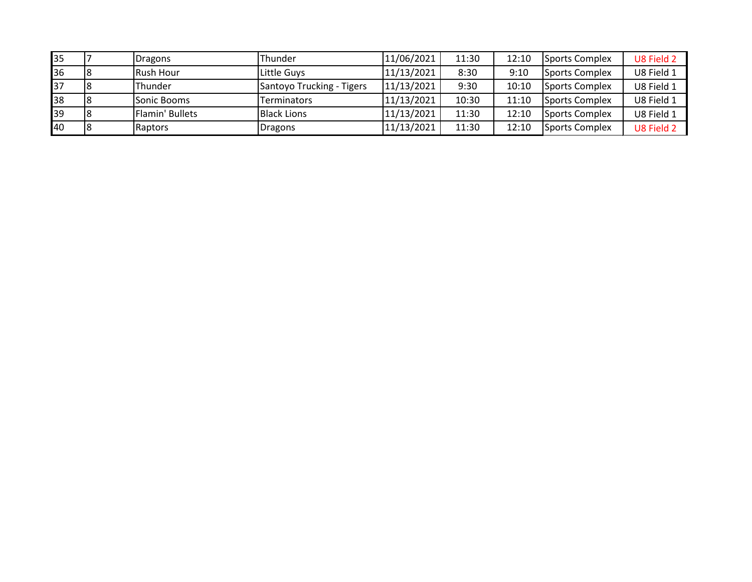| | | | | | | | | |
|---|---|---|---|---|---|---|---|---|
| 35 | 7 | Dragons | Thunder | 11/06/2021 | 11:30 | 12:10 | Sports Complex | U8 Field 2 |
| 36 | 8 | Rush Hour | Little Guys | 11/13/2021 | 8:30 | 9:10 | Sports Complex | U8 Field 1 |
| 37 | 8 | Thunder | Santoyo Trucking - Tigers | 11/13/2021 | 9:30 | 10:10 | Sports Complex | U8 Field 1 |
| 38 | 8 | Sonic Booms | Terminators | 11/13/2021 | 10:30 | 11:10 | Sports Complex | U8 Field 1 |
| 39 | 8 | Flamin' Bullets | Black Lions | 11/13/2021 | 11:30 | 12:10 | Sports Complex | U8 Field 1 |
| 40 | 8 | Raptors | Dragons | 11/13/2021 | 11:30 | 12:10 | Sports Complex | U8 Field 2 |